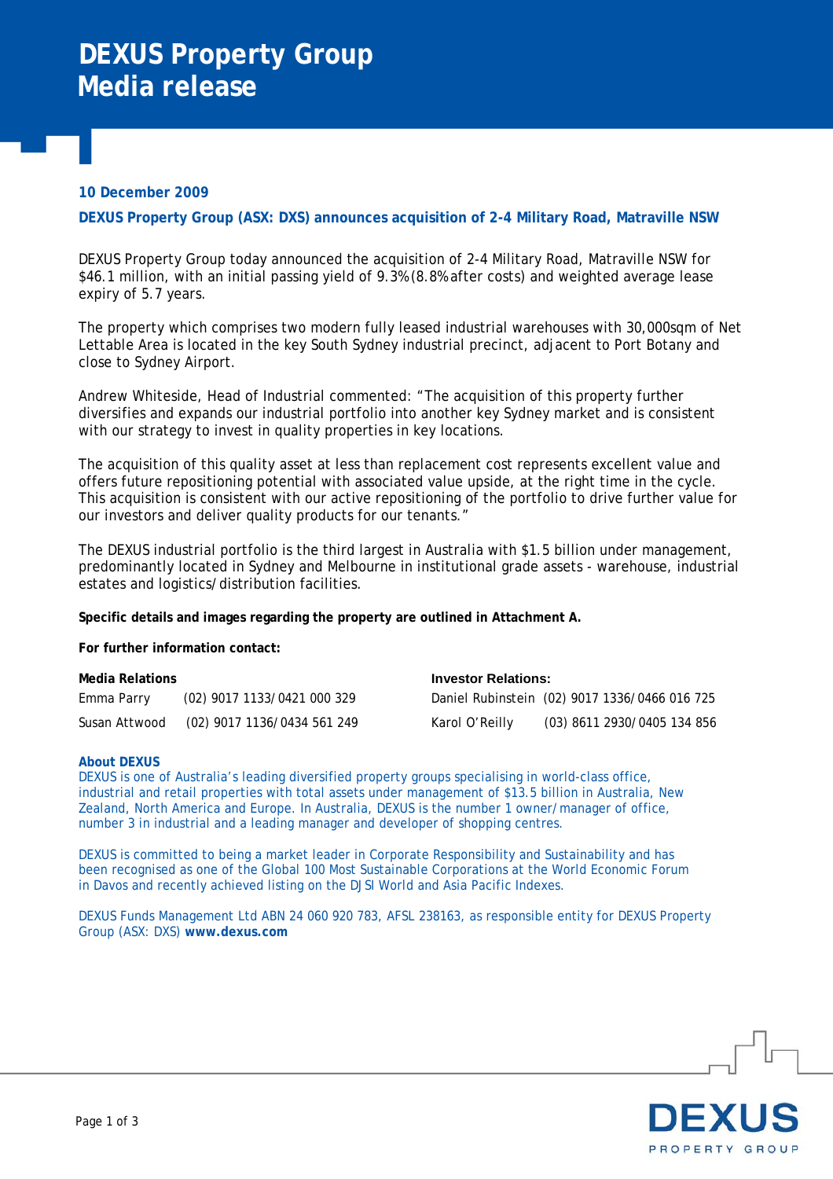# DEXUS Property Group
# Media release

**10 December 2009**

**DEXUS Property Group (ASX: DXS) announces acquisition of 2-4 Military Road, Matraville NSW**

DEXUS Property Group today announced the acquisition of 2-4 Military Road, Matraville NSW for $46.1 million, with an initial passing yield of 9.3% (8.8% after costs) and weighted average lease expiry of 5.7 years.

The property which comprises two modern fully leased industrial warehouses with 30,000sqm of Net Lettable Area is located in the key South Sydney industrial precinct, adjacent to Port Botany and close to Sydney Airport.

Andrew Whiteside, Head of Industrial commented: "The acquisition of this property further diversifies and expands our industrial portfolio into another key Sydney market and is consistent with our strategy to invest in quality properties in key locations.

The acquisition of this quality asset at less than replacement cost represents excellent value and offers future repositioning potential with associated value upside, at the right time in the cycle. This acquisition is consistent with our active repositioning of the portfolio to drive further value for our investors and deliver quality products for our tenants."

The DEXUS industrial portfolio is the third largest in Australia with $1.5 billion under management, predominantly located in Sydney and Melbourne in institutional grade assets - warehouse, industrial estates and logistics/distribution facilities.

**Specific details and images regarding the property are outlined in Attachment A.**

**For further information contact:**

**Media Relations**

Emma Parry (02) 9017 1133/0421 000 329

Susan Attwood (02) 9017 1136/0434 561 249

**Investor Relations:**

Daniel Rubinstein (02) 9017 1336/0466 016 725

Karol O'Reilly (03) 8611 2930/0405 134 856

**About DEXUS**

DEXUS is one of Australia's leading diversified property groups specialising in world-class office, industrial and retail properties with total assets under management of $13.5 billion in Australia, New Zealand, North America and Europe. In Australia, DEXUS is the number 1 owner/manager of office, number 3 in industrial and a leading manager and developer of shopping centres.

DEXUS is committed to being a market leader in Corporate Responsibility and Sustainability and has been recognised as one of the Global 100 Most Sustainable Corporations at the World Economic Forum in Davos and recently achieved listing on the DJSI World and Asia Pacific Indexes.

DEXUS Funds Management Ltd ABN 24 060 920 783, AFSL 238163, as responsible entity for DEXUS Property Group (ASX: DXS) **www.dexus.com**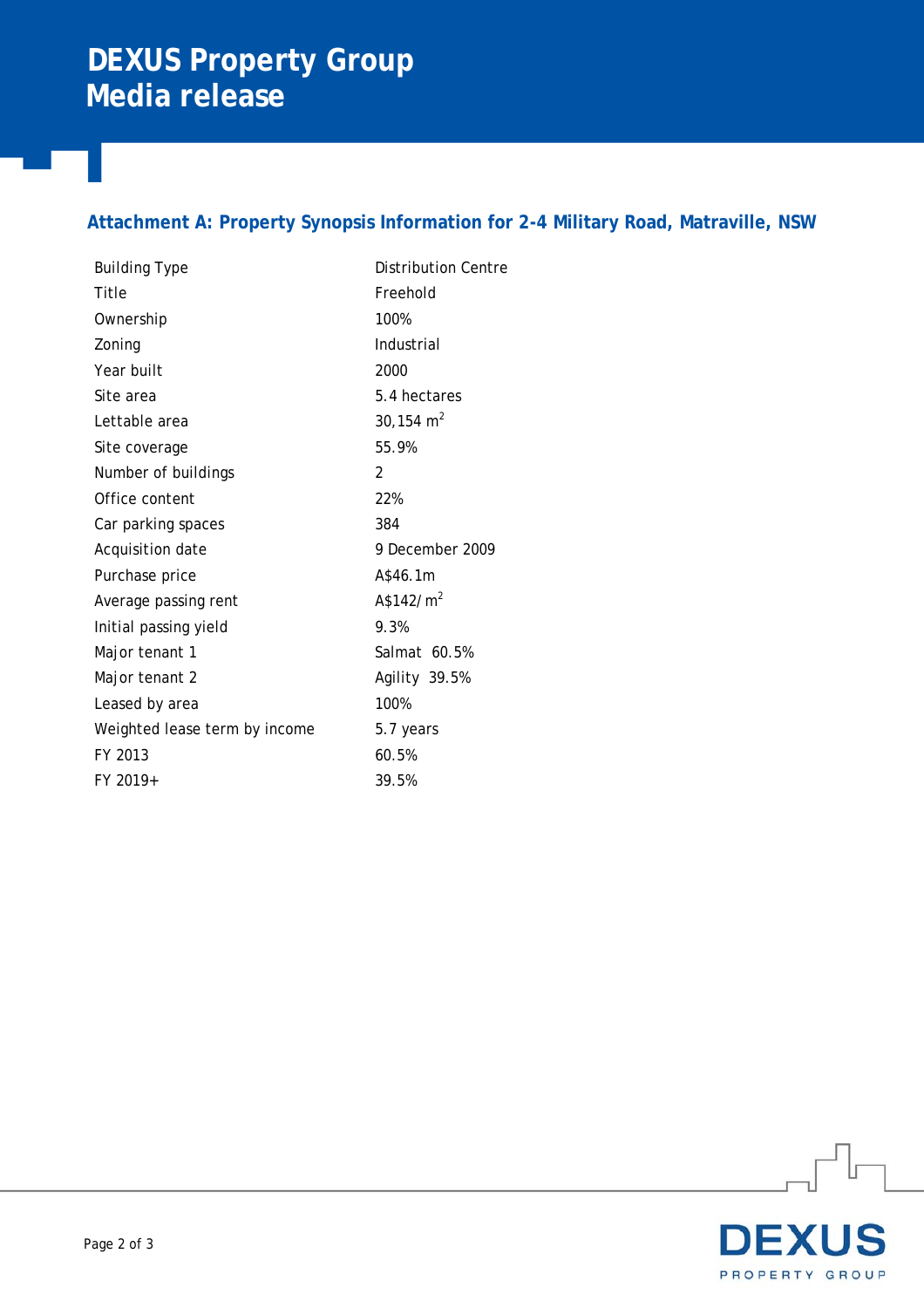# DEXUS Property Group
# Media release

## Attachment A: Property Synopsis Information for 2-4 Military Road, Matraville, NSW

| | |
|---|---|
| Building Type | Distribution Centre |
| Title | Freehold |
| Ownership | 100% |
| Zoning | Industrial |
| Year built | 2000 |
| Site area | 5.4 hectares |
| Lettable area | 30,154 $m^2$ |
| Site coverage | 55.9% |
| Number of buildings | 2 |
| Office content | 22% |
| Car parking spaces | 384 |
| Acquisition date | 9 December 2009 |
| Purchase price | A$46.1m |
| Average passing rent | A$142/$m^2$ |
| Initial passing yield | 9.3% |
| Major tenant 1 | Salmat 60.5% |
| Major tenant 2 | Agility 39.5% |
| Leased by area | 100% |
| Weighted lease term by income | 5.7 years |
| FY 2013 | 60.5% |
| FY 2019+ | 39.5% |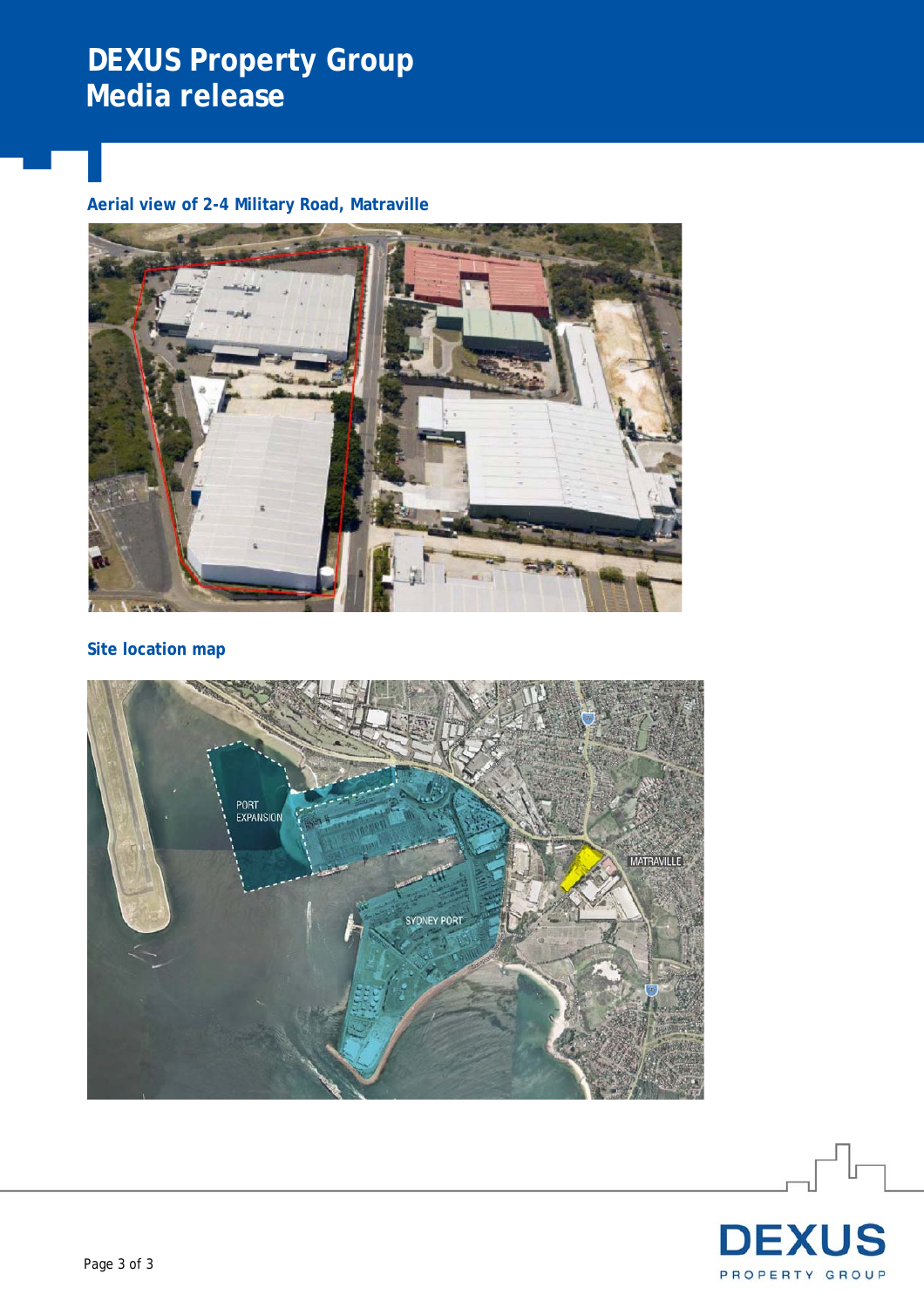**Aerial view of 2-4 Military Road, Matraville**

**Site location map**

PORT EXPANSION

SYDNEY PORT

MATRAVILLE